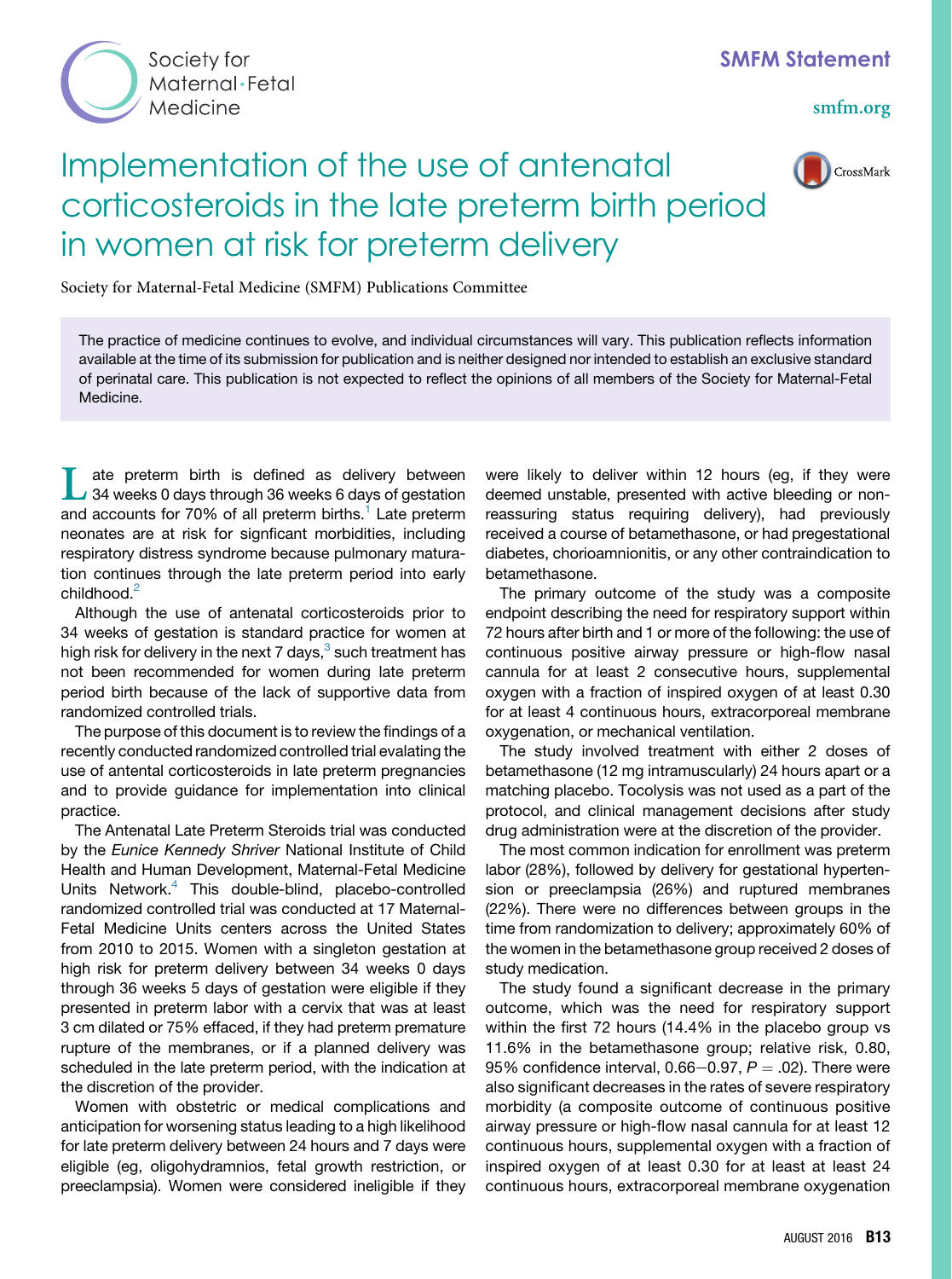SMFM Statement

# Implementation of the use of antenatal corticosteroids in the late preterm birth period in women at risk for preterm delivery

Society for Maternal-Fetal Medicine (SMFM) Publications Committee

The practice of medicine continues to evolve, and individual circumstances will vary. This publication reflects information available at the time of its submission for publication and is neither designed nor intended to establish an exclusive standard of perinatal care. This publication is not expected to reflect the opinions of all members of the Society for Maternal-Fetal Medicine.

Late preterm birth is defined as delivery between 34 weeks 0 days through 36 weeks 6 days of gestation and accounts for 70% of all preterm births.[1] Late preterm neonates are at risk for signficant morbidities, including respiratory distress syndrome because pulmonary maturation continues through the late preterm period into early childhood.[2]

Although the use of antenatal corticosteroids prior to 34 weeks of gestation is standard practice for women at high risk for delivery in the next 7 days,[3] such treatment has not been recommended for women during late preterm period birth because of the lack of supportive data from randomized controlled trials.

The purpose of this document is to review the findings of a recently conducted randomized controlled trial evalating the use of antental corticosteroids in late preterm pregnancies and to provide guidance for implementation into clinical practice.

The Antenatal Late Preterm Steroids trial was conducted by the *Eunice Kennedy Shriver* National Institute of Child Health and Human Development, Maternal-Fetal Medicine Units Network.[4] This double-blind, placebo-controlled randomized controlled trial was conducted at 17 Maternal-Fetal Medicine Units centers across the United States from 2010 to 2015. Women with a singleton gestation at high risk for preterm delivery between 34 weeks 0 days through 36 weeks 5 days of gestation were eligible if they presented in preterm labor with a cervix that was at least 3 cm dilated or 75% effaced, if they had preterm premature rupture of the membranes, or if a planned delivery was scheduled in the late preterm period, with the indication at the discretion of the provider.

Women with obstetric or medical complications and anticipation for worsening status leading to a high likelihood for late preterm delivery between 24 hours and 7 days were eligible (eg, oligohydramnios, fetal growth restriction, or preeclampsia). Women were considered ineligible if they were likely to deliver within 12 hours (eg, if they were deemed unstable, presented with active bleeding or nonreassuring status requiring delivery), had previously received a course of betamethasone, or had pregestational diabetes, chorioamnionitis, or any other contraindication to betamethasone.

The primary outcome of the study was a composite endpoint describing the need for respiratory support within 72 hours after birth and 1 or more of the following: the use of continuous positive airway pressure or high-flow nasal cannula for at least 2 consecutive hours, supplemental oxygen with a fraction of inspired oxygen of at least 0.30 for at least 4 continuous hours, extracorporeal membrane oxygenation, or mechanical ventilation.

The study involved treatment with either 2 doses of betamethasone (12 mg intramuscularly) 24 hours apart or a matching placebo. Tocolysis was not used as a part of the protocol, and clinical management decisions after study drug administration were at the discretion of the provider.

The most common indication for enrollment was preterm labor (28%), followed by delivery for gestational hypertension or preeclampsia (26%) and ruptured membranes (22%). There were no differences between groups in the time from randomization to delivery; approximately 60% of the women in the betamethasone group received 2 doses of study medication.

The study found a significant decrease in the primary outcome, which was the need for respiratory support within the first 72 hours (14.4% in the placebo group vs 11.6% in the betamethasone group; relative risk, 0.80, 95% confidence interval, 0.66–0.97, $P = .02$). There were also significant decreases in the rates of severe respiratory morbidity (a composite outcome of continuous positive airway pressure or high-flow nasal cannula for at least 12 continuous hours, supplemental oxygen with a fraction of inspired oxygen of at least 0.30 for at least at least 24 continuous hours, extracorporeal membrane oxygenation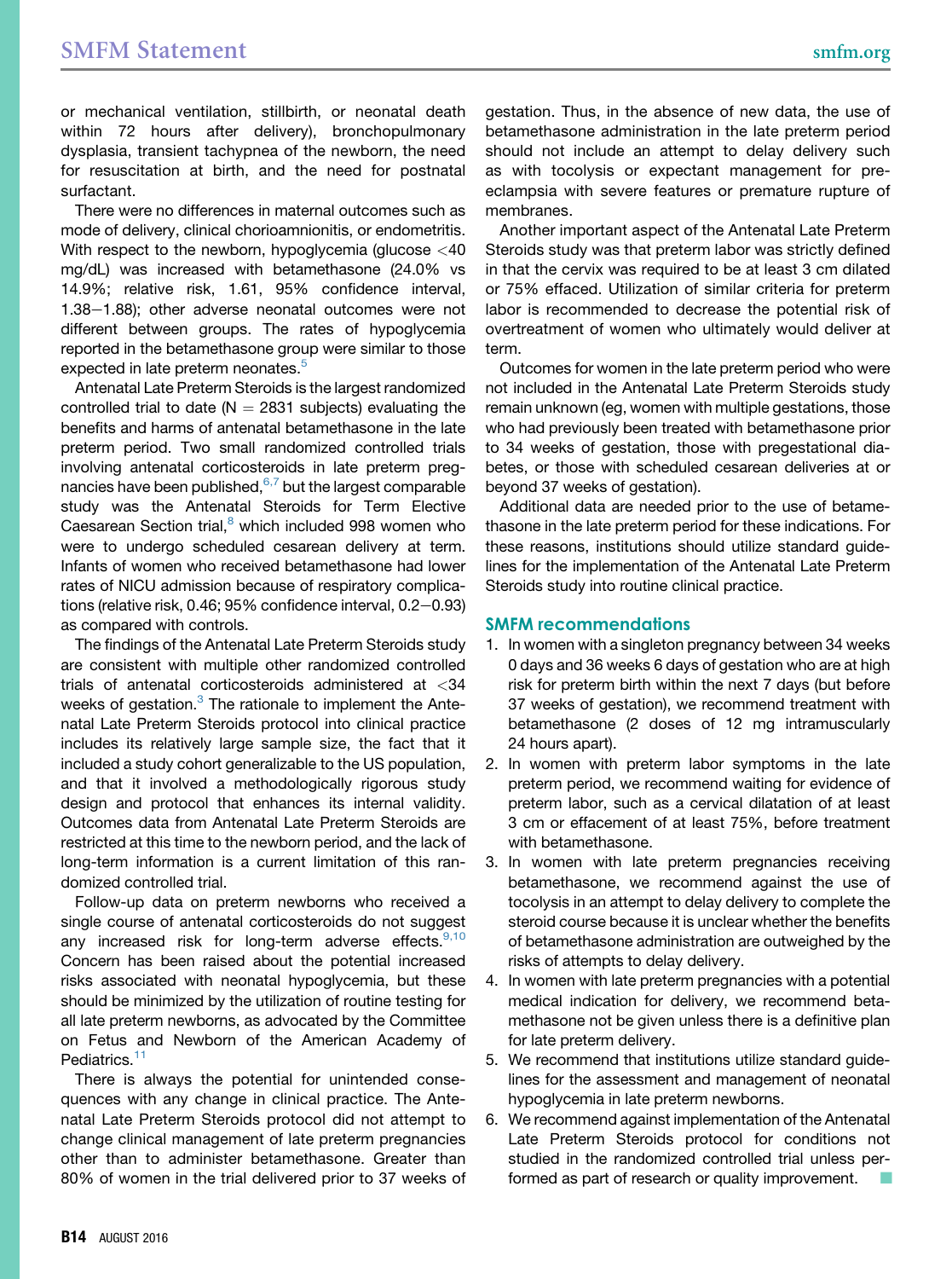or mechanical ventilation, stillbirth, or neonatal death within 72 hours after delivery), bronchopulmonary dysplasia, transient tachypnea of the newborn, the need for resuscitation at birth, and the need for postnatal surfactant.

There were no differences in maternal outcomes such as mode of delivery, clinical chorioamnionitis, or endometritis. With respect to the newborn, hypoglycemia (glucose <40 mg/dL) was increased with betamethasone (24.0% vs 14.9%; relative risk, 1.61, 95% confidence interval, 1.38−1.88); other adverse neonatal outcomes were not different between groups. The rates of hypoglycemia reported in the betamethasone group were similar to those expected in late preterm neonates.[5]

Antenatal Late Preterm Steroids is the largest randomized controlled trial to date (N = 2831 subjects) evaluating the benefits and harms of antenatal betamethasone in the late preterm period. Two small randomized controlled trials involving antenatal corticosteroids in late preterm pregnancies have been published,[6,7] but the largest comparable study was the Antenatal Steroids for Term Elective Caesarean Section trial,[8] which included 998 women who were to undergo scheduled cesarean delivery at term. Infants of women who received betamethasone had lower rates of NICU admission because of respiratory complications (relative risk, 0.46; 95% confidence interval, 0.2−0.93) as compared with controls.

The findings of the Antenatal Late Preterm Steroids study are consistent with multiple other randomized controlled trials of antenatal corticosteroids administered at <34 weeks of gestation.[3] The rationale to implement the Antenatal Late Preterm Steroids protocol into clinical practice includes its relatively large sample size, the fact that it included a study cohort generalizable to the US population, and that it involved a methodologically rigorous study design and protocol that enhances its internal validity. Outcomes data from Antenatal Late Preterm Steroids are restricted at this time to the newborn period, and the lack of long-term information is a current limitation of this randomized controlled trial.

Follow-up data on preterm newborns who received a single course of antenatal corticosteroids do not suggest any increased risk for long-term adverse effects.[9,10] Concern has been raised about the potential increased risks associated with neonatal hypoglycemia, but these should be minimized by the utilization of routine testing for all late preterm newborns, as advocated by the Committee on Fetus and Newborn of the American Academy of Pediatrics.[11]

There is always the potential for unintended consequences with any change in clinical practice. The Antenatal Late Preterm Steroids protocol did not attempt to change clinical management of late preterm pregnancies other than to administer betamethasone. Greater than 80% of women in the trial delivered prior to 37 weeks of gestation. Thus, in the absence of new data, the use of betamethasone administration in the late preterm period should not include an attempt to delay delivery such as with tocolysis or expectant management for preeclampsia with severe features or premature rupture of membranes.

Another important aspect of the Antenatal Late Preterm Steroids study was that preterm labor was strictly defined in that the cervix was required to be at least 3 cm dilated or 75% effaced. Utilization of similar criteria for preterm labor is recommended to decrease the potential risk of overtreatment of women who ultimately would deliver at term.

Outcomes for women in the late preterm period who were not included in the Antenatal Late Preterm Steroids study remain unknown (eg, women with multiple gestations, those who had previously been treated with betamethasone prior to 34 weeks of gestation, those with pregestational diabetes, or those with scheduled cesarean deliveries at or beyond 37 weeks of gestation).

Additional data are needed prior to the use of betamethasone in the late preterm period for these indications. For these reasons, institutions should utilize standard guidelines for the implementation of the Antenatal Late Preterm Steroids study into routine clinical practice.

## SMFM recommendations

1. In women with a singleton pregnancy between 34 weeks 0 days and 36 weeks 6 days of gestation who are at high risk for preterm birth within the next 7 days (but before 37 weeks of gestation), we recommend treatment with betamethasone (2 doses of 12 mg intramuscularly 24 hours apart).
2. In women with preterm labor symptoms in the late preterm period, we recommend waiting for evidence of preterm labor, such as a cervical dilatation of at least 3 cm or effacement of at least 75%, before treatment with betamethasone.
3. In women with late preterm pregnancies receiving betamethasone, we recommend against the use of tocolysis in an attempt to delay delivery to complete the steroid course because it is unclear whether the benefits of betamethasone administration are outweighed by the risks of attempts to delay delivery.
4. In women with late preterm pregnancies with a potential medical indication for delivery, we recommend betamethasone not be given unless there is a definitive plan for late preterm delivery.
5. We recommend that institutions utilize standard guidelines for the assessment and management of neonatal hypoglycemia in late preterm newborns.
6. We recommend against implementation of the Antenatal Late Preterm Steroids protocol for conditions not studied in the randomized controlled trial unless performed as part of research or quality improvement.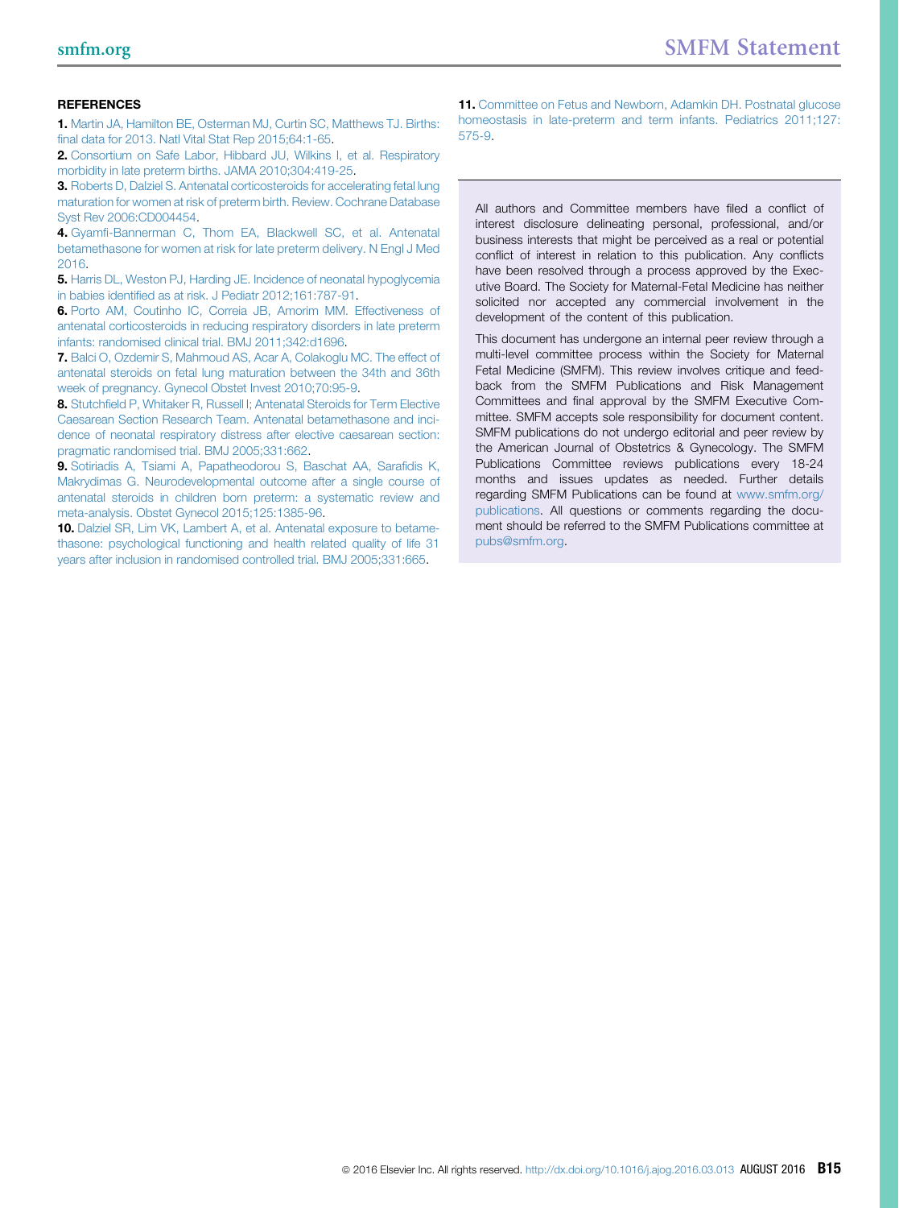## REFERENCES

**1.** Martin JA, Hamilton BE, Osterman MJ, Curtin SC, Matthews TJ. Births: final data for 2013. Natl Vital Stat Rep 2015;64:1-65.

**2.** Consortium on Safe Labor, Hibbard JU, Wilkins I, et al. Respiratory morbidity in late preterm births. JAMA 2010;304:419-25.

**3.** Roberts D, Dalziel S. Antenatal corticosteroids for accelerating fetal lung maturation for women at risk of preterm birth. Review. Cochrane Database Syst Rev 2006:CD004454.

**4.** Gyamfi-Bannerman C, Thom EA, Blackwell SC, et al. Antenatal betamethasone for women at risk for late preterm delivery. N Engl J Med 2016.

**5.** Harris DL, Weston PJ, Harding JE. Incidence of neonatal hypoglycemia in babies identified as at risk. J Pediatr 2012;161:787-91.

**6.** Porto AM, Coutinho IC, Correia JB, Amorim MM. Effectiveness of antenatal corticosteroids in reducing respiratory disorders in late preterm infants: randomised clinical trial. BMJ 2011;342:d1696.

**7.** Balci O, Ozdemir S, Mahmoud AS, Acar A, Colakoglu MC. The effect of antenatal steroids on fetal lung maturation between the 34th and 36th week of pregnancy. Gynecol Obstet Invest 2010;70:95-9.

**8.** Stutchfield P, Whitaker R, Russell I; Antenatal Steroids for Term Elective Caesarean Section Research Team. Antenatal betamethasone and incidence of neonatal respiratory distress after elective caesarean section: pragmatic randomised trial. BMJ 2005;331:662.

**9.** Sotiriadis A, Tsiami A, Papatheodorou S, Baschat AA, Sarafidis K, Makrydimas G. Neurodevelopmental outcome after a single course of antenatal steroids in children born preterm: a systematic review and meta-analysis. Obstet Gynecol 2015;125:1385-96.

**10.** Dalziel SR, Lim VK, Lambert A, et al. Antenatal exposure to betamethasone: psychological functioning and health related quality of life 31 years after inclusion in randomised controlled trial. BMJ 2005;331:665.

**11.** Committee on Fetus and Newborn, Adamkin DH. Postnatal glucose homeostasis in late-preterm and term infants. Pediatrics 2011;127:575-9.

All authors and Committee members have filed a conflict of interest disclosure delineating personal, professional, and/or business interests that might be perceived as a real or potential conflict of interest in relation to this publication. Any conflicts have been resolved through a process approved by the Executive Board. The Society for Maternal-Fetal Medicine has neither solicited nor accepted any commercial involvement in the development of the content of this publication.

This document has undergone an internal peer review through a multi-level committee process within the Society for Maternal Fetal Medicine (SMFM). This review involves critique and feedback from the SMFM Publications and Risk Management Committees and final approval by the SMFM Executive Committee. SMFM accepts sole responsibility for document content. SMFM publications do not undergo editorial and peer review by the American Journal of Obstetrics & Gynecology. The SMFM Publications Committee reviews publications every 18-24 months and issues updates as needed. Further details regarding SMFM Publications can be found at www.smfm.org/publications. All questions or comments regarding the document should be referred to the SMFM Publications committee at pubs@smfm.org.

© 2016 Elsevier Inc. All rights reserved. http://dx.doi.org/10.1016/j.ajog.2016.03.013